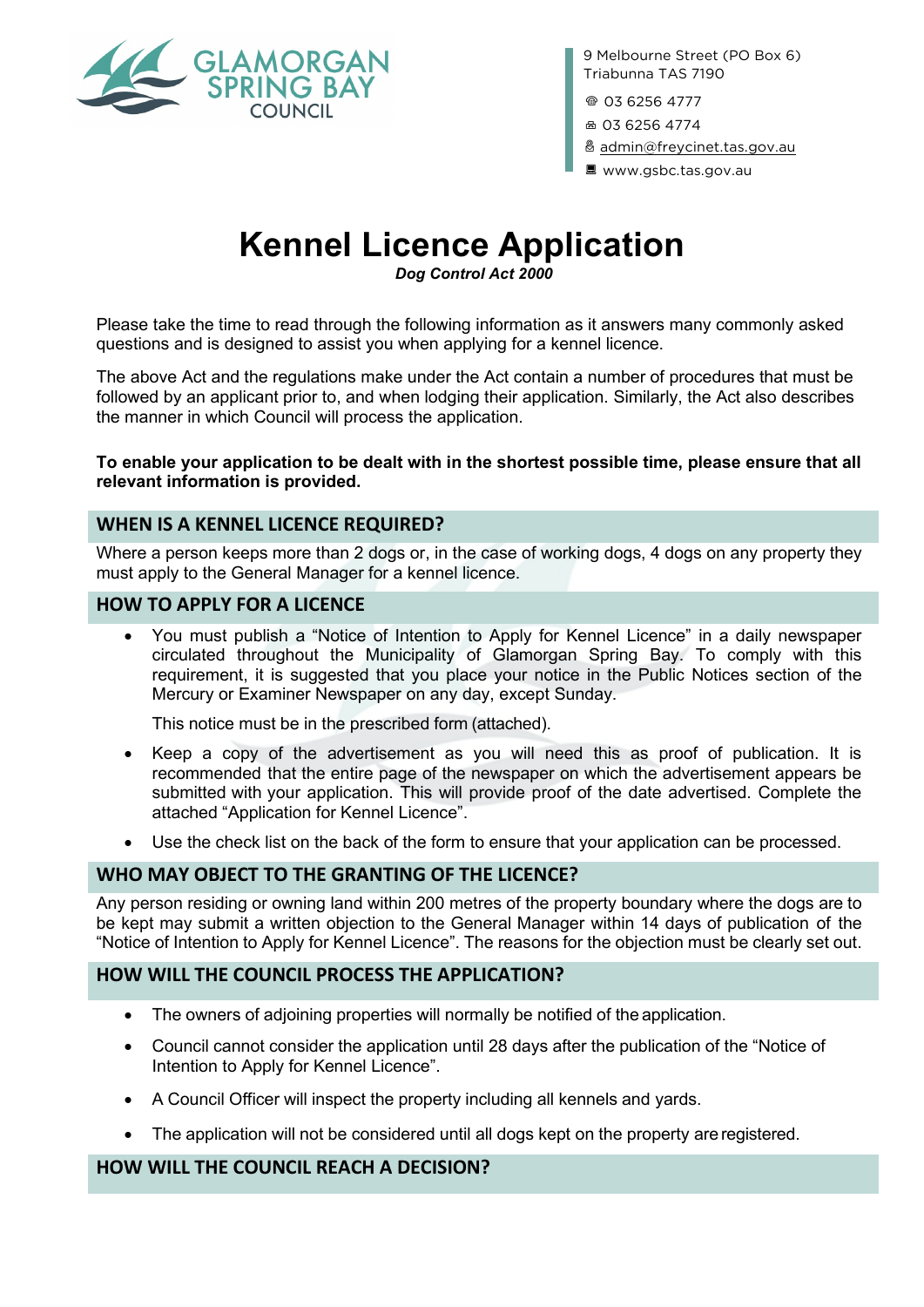GLAMORGAN SPRING BAY COUNCIL

9 Melbourne Street (PO Box 6)
Triabunna TAS 7190

03 6256 4777

03 6256 4774

admin@freycinet.tas.gov.au

www.gsbc.tas.gov.au

# Kennel Licence Application

***Dog Control Act 2000***

Please take the time to read through the following information as it answers many commonly asked questions and is designed to assist you when applying for a kennel licence.

The above Act and the regulations make under the Act contain a number of procedures that must be followed by an applicant prior to, and when lodging their application. Similarly, the Act also describes the manner in which Council will process the application.

**To enable your application to be dealt with in the shortest possible time, please ensure that all relevant information is provided.**

## WHEN IS A KENNEL LICENCE REQUIRED?

Where a person keeps more than 2 dogs or, in the case of working dogs, 4 dogs on any property they must apply to the General Manager for a kennel licence.

## HOW TO APPLY FOR A LICENCE

- You must publish a "Notice of Intention to Apply for Kennel Licence" in a daily newspaper circulated throughout the Municipality of Glamorgan Spring Bay. To comply with this requirement, it is suggested that you place your notice in the Public Notices section of the Mercury or Examiner Newspaper on any day, except Sunday.

  This notice must be in the prescribed form (attached).

- Keep a copy of the advertisement as you will need this as proof of publication. It is recommended that the entire page of the newspaper on which the advertisement appears be submitted with your application. This will provide proof of the date advertised. Complete the attached "Application for Kennel Licence".

- Use the check list on the back of the form to ensure that your application can be processed.

## WHO MAY OBJECT TO THE GRANTING OF THE LICENCE?

Any person residing or owning land within 200 metres of the property boundary where the dogs are to be kept may submit a written objection to the General Manager within 14 days of publication of the "Notice of Intention to Apply for Kennel Licence". The reasons for the objection must be clearly set out.

## HOW WILL THE COUNCIL PROCESS THE APPLICATION?

- The owners of adjoining properties will normally be notified of the application.
- Council cannot consider the application until 28 days after the publication of the "Notice of Intention to Apply for Kennel Licence".
- A Council Officer will inspect the property including all kennels and yards.
- The application will not be considered until all dogs kept on the property are registered.

## HOW WILL THE COUNCIL REACH A DECISION?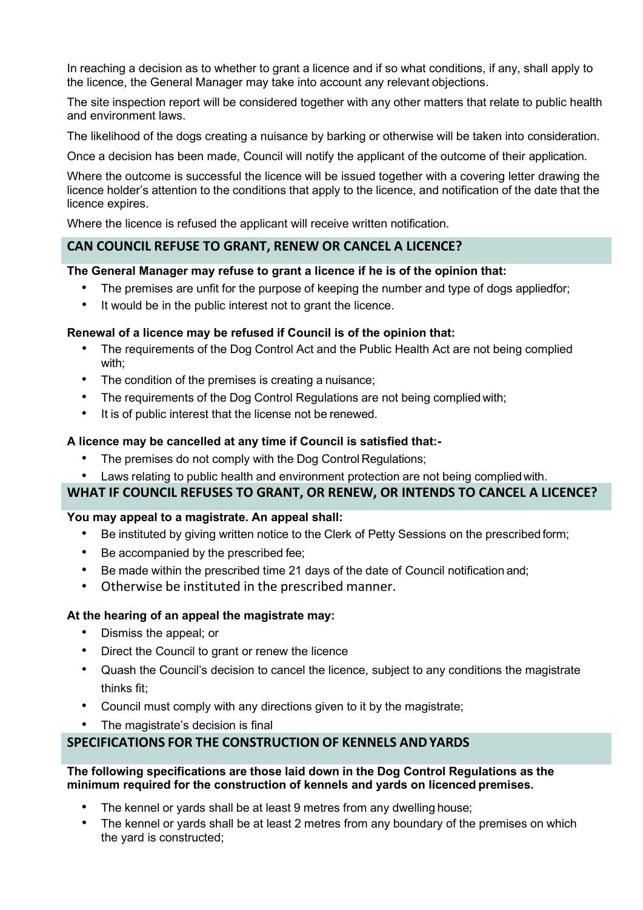In reaching a decision as to whether to grant a licence and if so what conditions, if any, shall apply to the licence, the General Manager may take into account any relevant objections.

The site inspection report will be considered together with any other matters that relate to public health and environment laws.

The likelihood of the dogs creating a nuisance by barking or otherwise will be taken into consideration.

Once a decision has been made, Council will notify the applicant of the outcome of their application.

Where the outcome is successful the licence will be issued together with a covering letter drawing the licence holder's attention to the conditions that apply to the licence, and notification of the date that the licence expires.

Where the licence is refused the applicant will receive written notification.

## CAN COUNCIL REFUSE TO GRANT, RENEW OR CANCEL A LICENCE?

**The General Manager may refuse to grant a licence if he is of the opinion that:**

- The premises are unfit for the purpose of keeping the number and type of dogs appliedfor;
- It would be in the public interest not to grant the licence.

**Renewal of a licence may be refused if Council is of the opinion that:**

- The requirements of the Dog Control Act and the Public Health Act are not being complied with;
- The condition of the premises is creating a nuisance;
- The requirements of the Dog Control Regulations are not being complied with;
- It is of public interest that the license not be renewed.

**A licence may be cancelled at any time if Council is satisfied that:-**

- The premises do not comply with the Dog Control Regulations;
- Laws relating to public health and environment protection are not being complied with.

## WHAT IF COUNCIL REFUSES TO GRANT, OR RENEW, OR INTENDS TO CANCEL A LICENCE?

**You may appeal to a magistrate. An appeal shall:**

- Be instituted by giving written notice to the Clerk of Petty Sessions on the prescribed form;
- Be accompanied by the prescribed fee;
- Be made within the prescribed time 21 days of the date of Council notification and;
- Otherwise be instituted in the prescribed manner.

**At the hearing of an appeal the magistrate may:**

- Dismiss the appeal; or
- Direct the Council to grant or renew the licence
- Quash the Council's decision to cancel the licence, subject to any conditions the magistrate thinks fit;
- Council must comply with any directions given to it by the magistrate;
- The magistrate's decision is final

## SPECIFICATIONS FOR THE CONSTRUCTION OF KENNELS AND YARDS

**The following specifications are those laid down in the Dog Control Regulations as the minimum required for the construction of kennels and yards on licenced premises.**

- The kennel or yards shall be at least 9 metres from any dwelling house;
- The kennel or yards shall be at least 2 metres from any boundary of the premises on which the yard is constructed;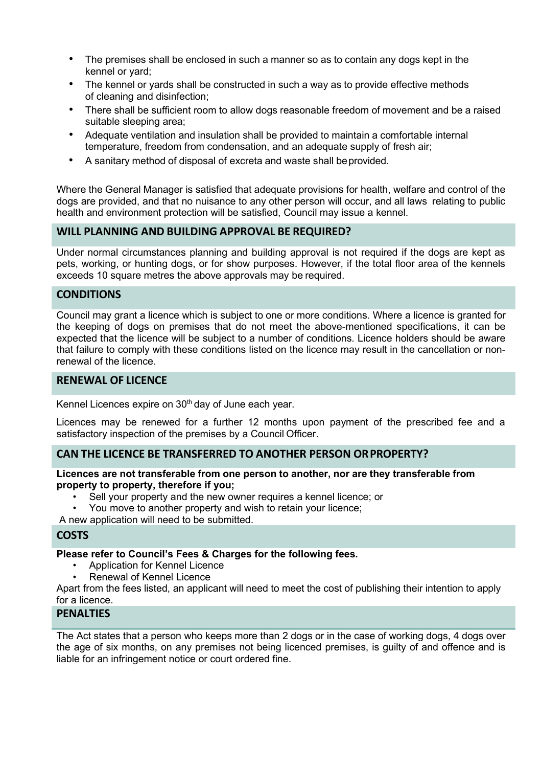- The premises shall be enclosed in such a manner so as to contain any dogs kept in the kennel or yard;
- The kennel or yards shall be constructed in such a way as to provide effective methods of cleaning and disinfection;
- There shall be sufficient room to allow dogs reasonable freedom of movement and be a raised suitable sleeping area;
- Adequate ventilation and insulation shall be provided to maintain a comfortable internal temperature, freedom from condensation, and an adequate supply of fresh air;
- A sanitary method of disposal of excreta and waste shall be provided.

Where the General Manager is satisfied that adequate provisions for health, welfare and control of the dogs are provided, and that no nuisance to any other person will occur, and all laws relating to public health and environment protection will be satisfied, Council may issue a kennel.

## WILL PLANNING AND BUILDING APPROVAL BE REQUIRED?

Under normal circumstances planning and building approval is not required if the dogs are kept as pets, working, or hunting dogs, or for show purposes. However, if the total floor area of the kennels exceeds 10 square metres the above approvals may be required.

## CONDITIONS

Council may grant a licence which is subject to one or more conditions. Where a licence is granted for the keeping of dogs on premises that do not meet the above-mentioned specifications, it can be expected that the licence will be subject to a number of conditions. Licence holders should be aware that failure to comply with these conditions listed on the licence may result in the cancellation or non-renewal of the licence.

## RENEWAL OF LICENCE

Kennel Licences expire on 30th day of June each year.

Licences may be renewed for a further 12 months upon payment of the prescribed fee and a satisfactory inspection of the premises by a Council Officer.

## CAN THE LICENCE BE TRANSFERRED TO ANOTHER PERSON OR PROPERTY?

**Licences are not transferable from one person to another, nor are they transferable from property to property, therefore if you;**

- Sell your property and the new owner requires a kennel licence; or
- You move to another property and wish to retain your licence;

A new application will need to be submitted.

## COSTS

**Please refer to Council's Fees & Charges for the following fees.**

- Application for Kennel Licence
- Renewal of Kennel Licence

Apart from the fees listed, an applicant will need to meet the cost of publishing their intention to apply for a licence.

## PENALTIES

The Act states that a person who keeps more than 2 dogs or in the case of working dogs, 4 dogs over the age of six months, on any premises not being licenced premises, is guilty of and offence and is liable for an infringement notice or court ordered fine.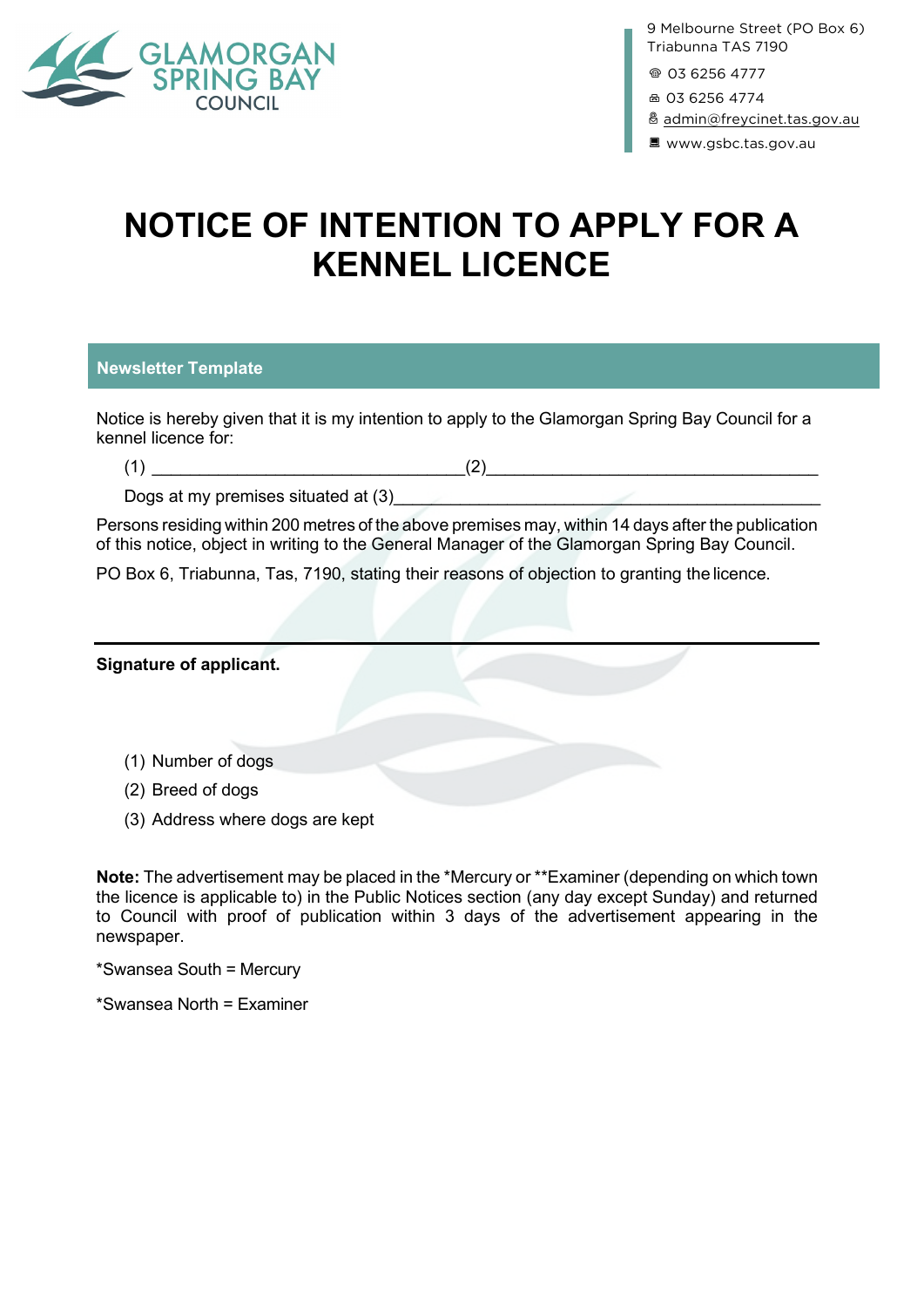GLAMORGAN SPRING BAY COUNCIL

9 Melbourne Street (PO Box 6)
Triabunna TAS 7190

03 6256 4777

03 6256 4774

admin@freycinet.tas.gov.au

www.gsbc.tas.gov.au

# NOTICE OF INTENTION TO APPLY FOR A KENNEL LICENCE

## Newsletter Template

Notice is hereby given that it is my intention to apply to the Glamorgan Spring Bay Council for a kennel licence for:

(1) ________________________________(2)_________________________________

Dogs at my premises situated at (3)____________________________________________

Persons residing within 200 metres of the above premises may, within 14 days after the publication of this notice, object in writing to the General Manager of the Glamorgan Spring Bay Council.

PO Box 6, Triabunna, Tas, 7190, stating their reasons of objection to granting the licence.

---

**Signature of applicant.**

(1) Number of dogs
(2) Breed of dogs
(3) Address where dogs are kept

**Note:** The advertisement may be placed in the *Mercury or **Examiner (depending on which town the licence is applicable to) in the Public Notices section (any day except Sunday) and returned to Council with proof of publication within 3 days of the advertisement appearing in the newspaper.

*Swansea South = Mercury

*Swansea North = Examiner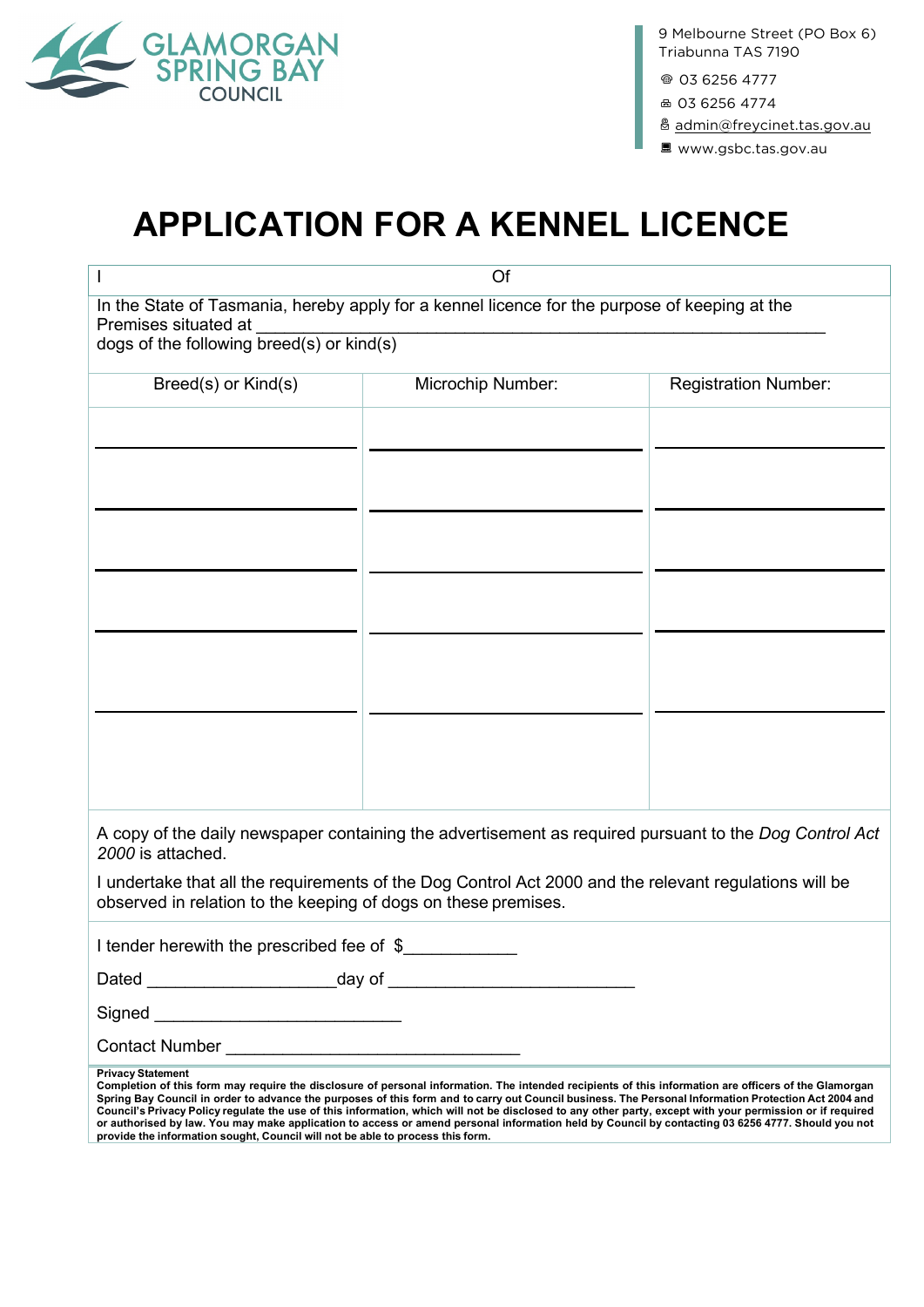GLAMORGAN SPRING BAY COUNCIL

9 Melbourne Street (PO Box 6)
Triabunna TAS 7190

03 6256 4777
03 6256 4774
admin@freycinet.tas.gov.au
www.gsbc.tas.gov.au

# APPLICATION FOR A KENNEL LICENCE

I Of

In the State of Tasmania, hereby apply for a kennel licence for the purpose of keeping at the Premises situated at ________________________________________________________
dogs of the following breed(s) or kind(s)

| Breed(s) or Kind(s) | Microchip Number: | Registration Number: |
|---|---|---|
| ______________________ | ______________________ | ______________________ |
| ______________________ | ______________________ | ______________________ |
| ______________________ | ______________________ | ______________________ |
| ______________________ | ______________________ | ______________________ |
| ______________________ | ______________________ | ______________________ |

A copy of the daily newspaper containing the advertisement as required pursuant to the *Dog Control Act 2000* is attached.

I undertake that all the requirements of the Dog Control Act 2000 and the relevant regulations will be observed in relation to the keeping of dogs on these premises.

I tender herewith the prescribed fee of $___________

Dated ___________________day of _________________________

Signed _________________________

Contact Number _____________________________

**Privacy Statement**
**Completion of this form may require the disclosure of personal information. The intended recipients of this information are officers of the Glamorgan Spring Bay Council in order to advance the purposes of this form and to carry out Council business. The Personal Information Protection Act 2004 and Council's Privacy Policy regulate the use of this information, which will not be disclosed to any other party, except with your permission or if required or authorised by law. You may make application to access or amend personal information held by Council by contacting 03 6256 4777. Should you not provide the information sought, Council will not be able to process this form.**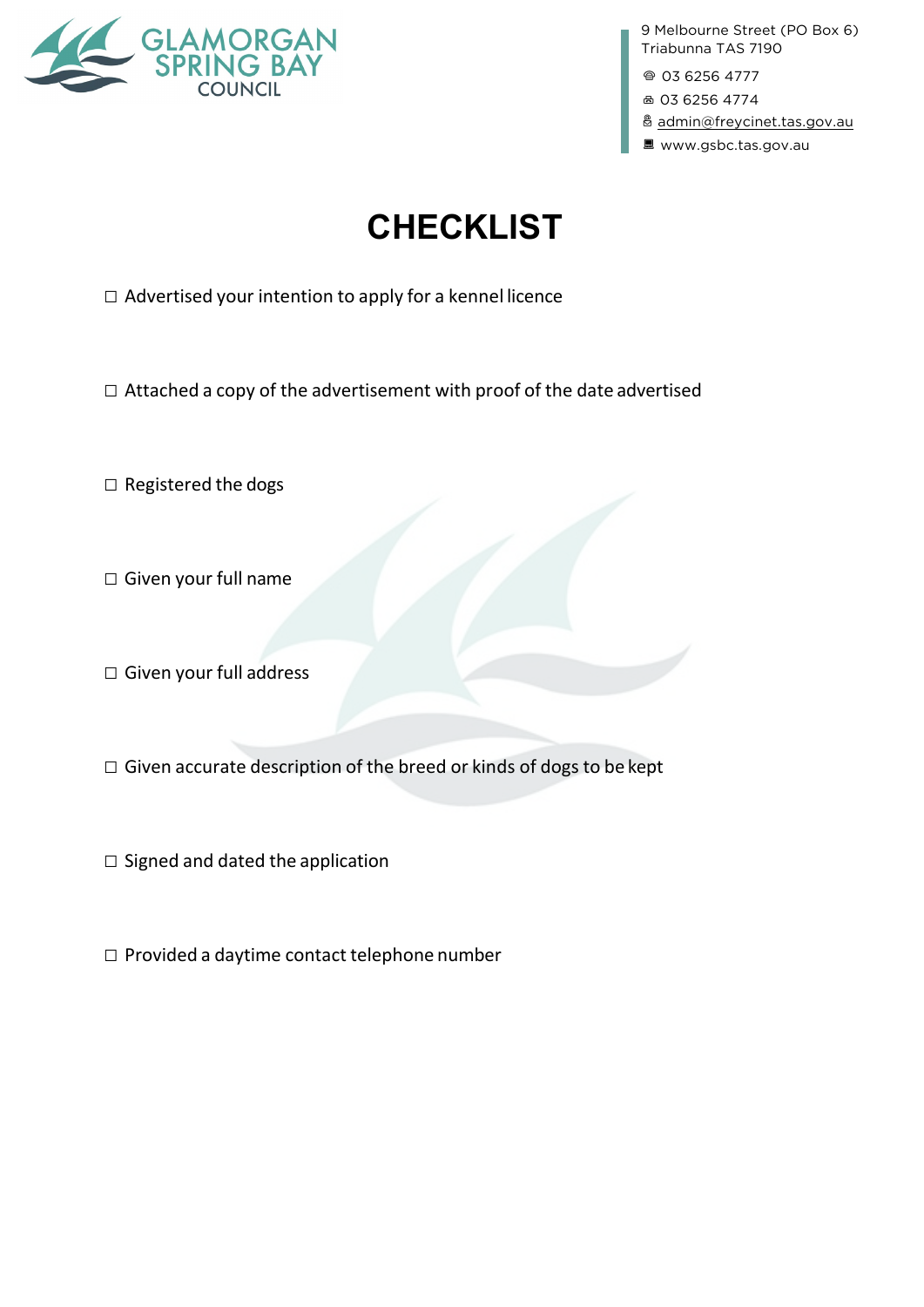GLAMORGAN SPRING BAY COUNCIL

9 Melbourne Street (PO Box 6)
Triabunna TAS 7190
☏ 03 6256 4777
🖷 03 6256 4774
admin@freycinet.tas.gov.au
www.gsbc.tas.gov.au

# CHECKLIST

☐ Advertised your intention to apply for a kennel licence

☐ Attached a copy of the advertisement with proof of the date advertised

☐ Registered the dogs

☐ Given your full name

☐ Given your full address

☐ Given accurate description of the breed or kinds of dogs to be kept

☐ Signed and dated the application

☐ Provided a daytime contact telephone number